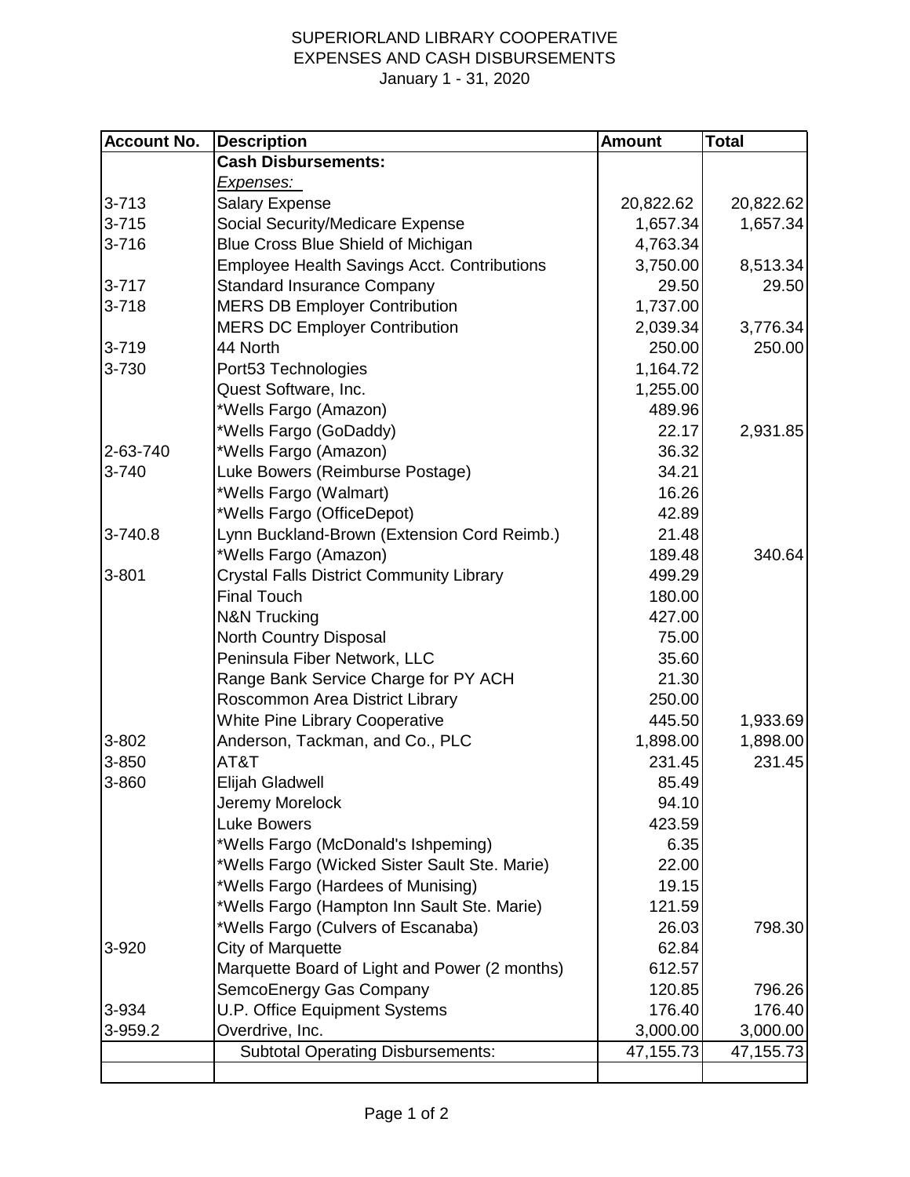# SUPERIORLAND LIBRARY COOPERATIVE
## EXPENSES AND CASH DISBURSEMENTS
### January 1 - 31, 2020

| Account No. | Description | Amount | Total |
|---|---|---|---|
| | **Cash Disbursements:** | | |
| | *Expenses:* | | |
| 3-713 | Salary Expense | 20,822.62 | 20,822.62 |
| 3-715 | Social Security/Medicare Expense | 1,657.34 | 1,657.34 |
| 3-716 | Blue Cross Blue Shield of Michigan | 4,763.34 | |
| | Employee Health Savings Acct. Contributions | 3,750.00 | 8,513.34 |
| 3-717 | Standard Insurance Company | 29.50 | 29.50 |
| 3-718 | MERS DB Employer Contribution | 1,737.00 | |
| | MERS DC Employer Contribution | 2,039.34 | 3,776.34 |
| 3-719 | 44 North | 250.00 | 250.00 |
| 3-730 | Port53 Technologies | 1,164.72 | |
| | Quest Software, Inc. | 1,255.00 | |
| | *Wells Fargo (Amazon) | 489.96 | |
| | *Wells Fargo (GoDaddy) | 22.17 | 2,931.85 |
| 2-63-740 | *Wells Fargo (Amazon) | 36.32 | |
| 3-740 | Luke Bowers (Reimburse Postage) | 34.21 | |
| | *Wells Fargo (Walmart) | 16.26 | |
| | *Wells Fargo (OfficeDepot) | 42.89 | |
| 3-740.8 | Lynn Buckland-Brown (Extension Cord Reimb.) | 21.48 | |
| | *Wells Fargo (Amazon) | 189.48 | 340.64 |
| 3-801 | Crystal Falls District Community Library | 499.29 | |
| | Final Touch | 180.00 | |
| | N&N Trucking | 427.00 | |
| | North Country Disposal | 75.00 | |
| | Peninsula Fiber Network, LLC | 35.60 | |
| | Range Bank Service Charge for PY ACH | 21.30 | |
| | Roscommon Area District Library | 250.00 | |
| | White Pine Library Cooperative | 445.50 | 1,933.69 |
| 3-802 | Anderson, Tackman, and Co., PLC | 1,898.00 | 1,898.00 |
| 3-850 | AT&T | 231.45 | 231.45 |
| 3-860 | Elijah Gladwell | 85.49 | |
| | Jeremy Morelock | 94.10 | |
| | Luke Bowers | 423.59 | |
| | *Wells Fargo (McDonald's Ishpeming) | 6.35 | |
| | *Wells Fargo (Wicked Sister Sault Ste. Marie) | 22.00 | |
| | *Wells Fargo (Hardees of Munising) | 19.15 | |
| | *Wells Fargo (Hampton Inn Sault Ste. Marie) | 121.59 | |
| | *Wells Fargo (Culvers of Escanaba) | 26.03 | 798.30 |
| 3-920 | City of Marquette | 62.84 | |
| | Marquette Board of Light and Power (2 months) | 612.57 | |
| | SemcoEnergy Gas Company | 120.85 | 796.26 |
| 3-934 | U.P. Office Equipment Systems | 176.40 | 176.40 |
| 3-959.2 | Overdrive, Inc. | 3,000.00 | 3,000.00 |
| | Subtotal Operating Disbursements: | 47,155.73 | 47,155.73 |
| | | | |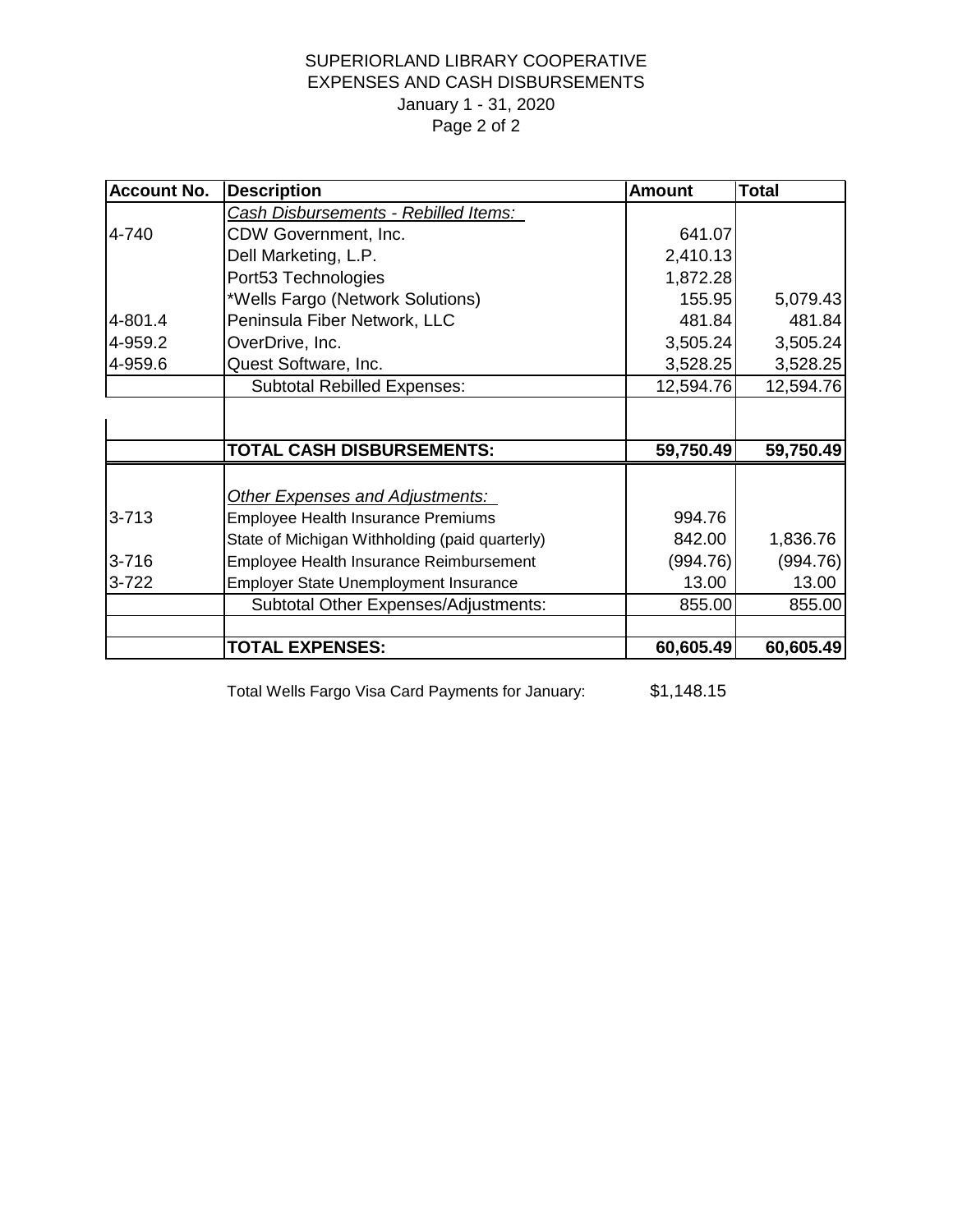# SUPERIORLAND LIBRARY COOPERATIVE
## EXPENSES AND CASH DISBURSEMENTS
January 1 - 31, 2020

| Account No. | Description | Amount | Total |
|---|---|---|---|
| | *Cash Disbursements - Rebilled Items:* | | |
| 4-740 | CDW Government, Inc. | 641.07 | |
| | Dell Marketing, L.P. | 2,410.13 | |
| | Port53 Technologies | 1,872.28 | |
| | *Wells Fargo (Network Solutions) | 155.95 | 5,079.43 |
| 4-801.4 | Peninsula Fiber Network, LLC | 481.84 | 481.84 |
| 4-959.2 | OverDrive, Inc. | 3,505.24 | 3,505.24 |
| 4-959.6 | Quest Software, Inc. | 3,528.25 | 3,528.25 |
| | Subtotal Rebilled Expenses: | 12,594.76 | 12,594.76 |
| | | | |
| | **TOTAL CASH DISBURSEMENTS:** | **59,750.49** | **59,750.49** |
| | | | |
| | *Other Expenses and Adjustments:* | | |
| 3-713 | Employee Health Insurance Premiums | 994.76 | |
| | State of Michigan Withholding (paid quarterly) | 842.00 | 1,836.76 |
| 3-716 | Employee Health Insurance Reimbursement | (994.76) | (994.76) |
| 3-722 | Employer State Unemployment Insurance | 13.00 | 13.00 |
| | Subtotal Other Expenses/Adjustments: | 855.00 | 855.00 |
| | | | |
| | **TOTAL EXPENSES:** | **60,605.49** | **60,605.49** |

Total Wells Fargo Visa Card Payments for January: $1,148.15